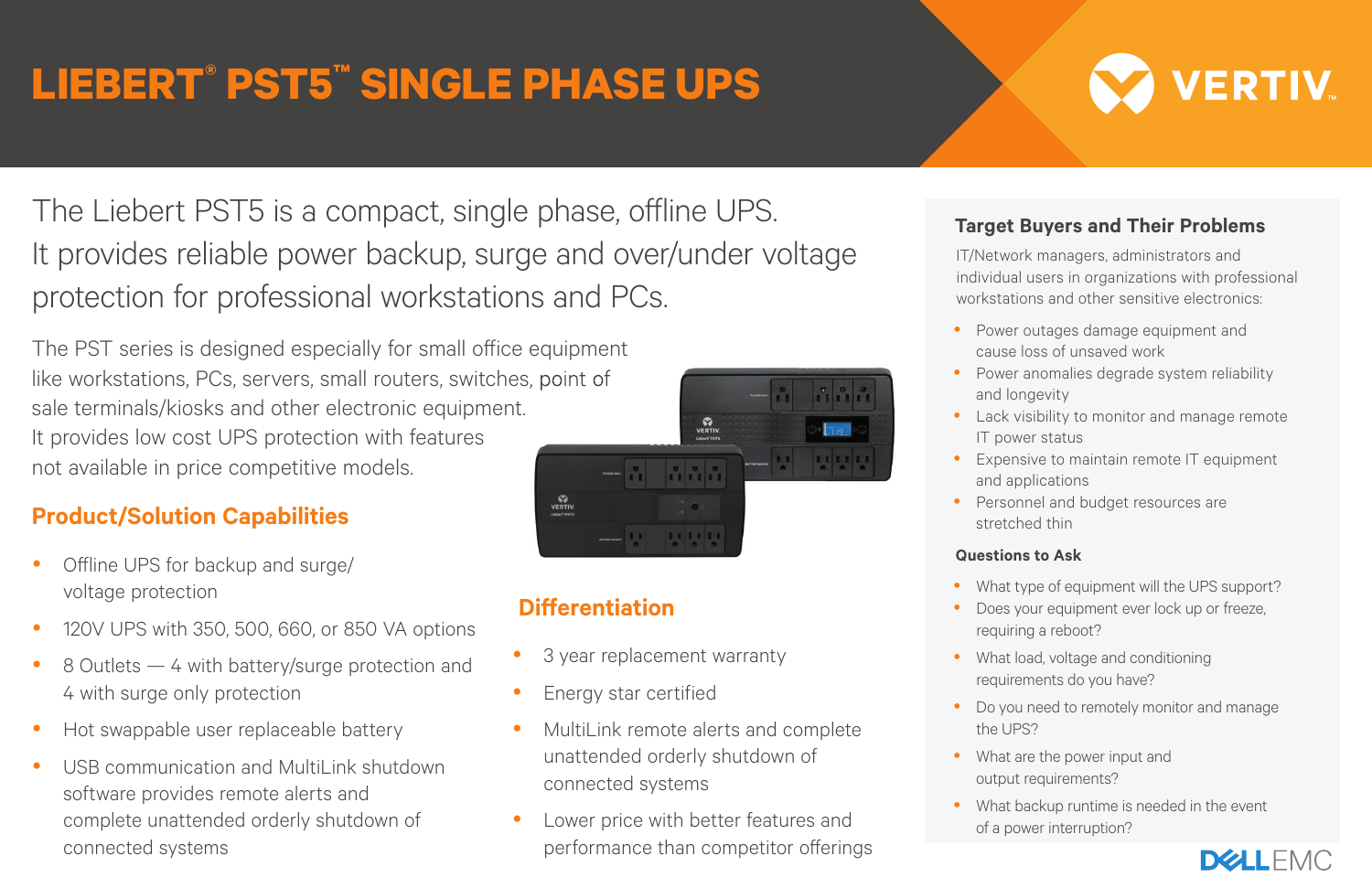# LIEBERT® PST5™ SINGLE PHASE UPS

The Liebert PST5 is a compact, single phase, offline UPS. It provides reliable power backup, surge and over/under voltage protection for professional workstations and PCs.

The PST series is designed especially for small office equipment like workstations, PCs, servers, small routers, switches, point of sale terminals/kiosks and other electronic equipment. It provides low cost UPS protection with features not available in price competitive models.

## Product/Solution Capabilities

- Offline UPS for backup and surge/voltage protection
- 120V UPS with 350, 500, 660, or 850 VA options
- 8 Outlets — 4 with battery/surge protection and 4 with surge only protection
- Hot swappable user replaceable battery
- USB communication and MultiLink shutdown software provides remote alerts and complete unattended orderly shutdown of connected systems

## Differentiation

- 3 year replacement warranty
- Energy star certified
- MultiLink remote alerts and complete unattended orderly shutdown of connected systems
- Lower price with better features and performance than competitor offerings

### Target Buyers and Their Problems

IT/Network managers, administrators and individual users in organizations with professional workstations and other sensitive electronics:

- Power outages damage equipment and cause loss of unsaved work
- Power anomalies degrade system reliability and longevity
- Lack visibility to monitor and manage remote IT power status
- Expensive to maintain remote IT equipment and applications
- Personnel and budget resources are stretched thin

### Questions to Ask

- What type of equipment will the UPS support?
- Does your equipment ever lock up or freeze, requiring a reboot?
- What load, voltage and conditioning requirements do you have?
- Do you need to remotely monitor and manage the UPS?
- What are the power input and output requirements?
- What backup runtime is needed in the event of a power interruption?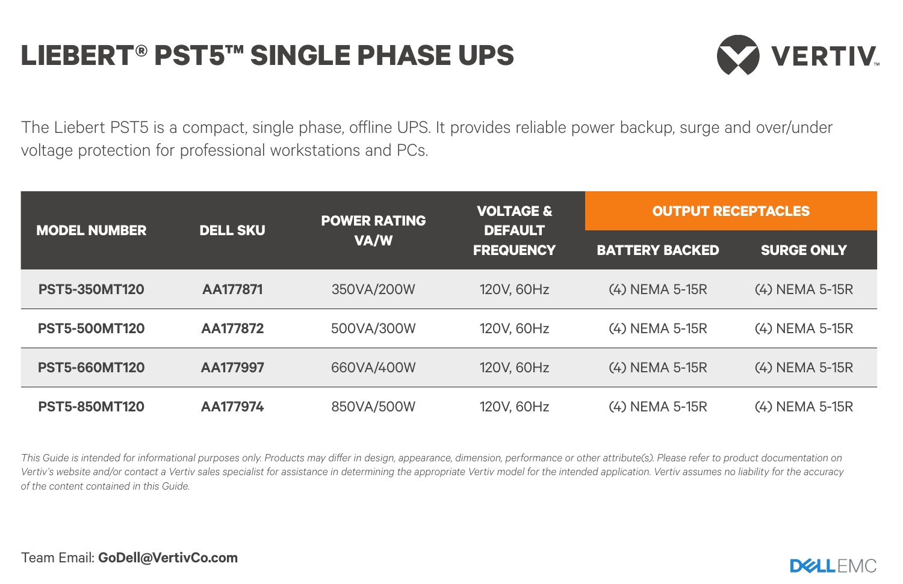# LIEBERT® PST5™ SINGLE PHASE UPS

The Liebert PST5 is a compact, single phase, offline UPS. It provides reliable power backup, surge and over/under voltage protection for professional workstations and PCs.

| MODEL NUMBER | DELL SKU | POWER RATING VA/W | VOLTAGE & DEFAULT FREQUENCY | OUTPUT RECEPTACLES | |
|---|---|---|---|---|---|
| | | | | BATTERY BACKED | SURGE ONLY |
| **PST5-350MT120** | **AA177871** | 350VA/200W | 120V, 60Hz | (4) NEMA 5-15R | (4) NEMA 5-15R |
| **PST5-500MT120** | **AA177872** | 500VA/300W | 120V, 60Hz | (4) NEMA 5-15R | (4) NEMA 5-15R |
| **PST5-660MT120** | **AA177997** | 660VA/400W | 120V, 60Hz | (4) NEMA 5-15R | (4) NEMA 5-15R |
| **PST5-850MT120** | **AA177974** | 850VA/500W | 120V, 60Hz | (4) NEMA 5-15R | (4) NEMA 5-15R |

*This Guide is intended for informational purposes only. Products may differ in design, appearance, dimension, performance or other attribute(s). Please refer to product documentation on Vertiv's website and/or contact a Vertiv sales specialist for assistance in determining the appropriate Vertiv model for the intended application. Vertiv assumes no liability for the accuracy of the content contained in this Guide.*

Team Email: **GoDell@VertivCo.com**